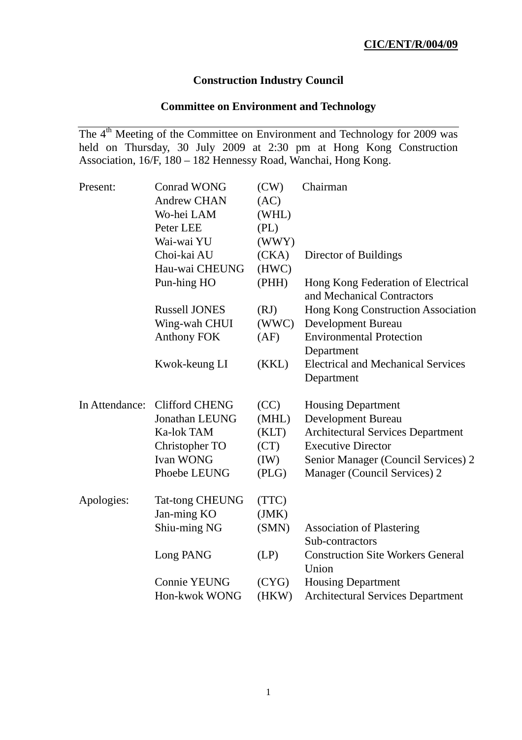**CIC/ENT/R/004/09**

# Construction Industry Council

## Committee on Environment and Technology

The 4th Meeting of the Committee on Environment and Technology for 2009 was held on Thursday, 30 July 2009 at 2:30 pm at Hong Kong Construction Association, 16/F, 180 – 182 Hennessy Road, Wanchai, Hong Kong.

| | | | |
|---|---|---|---|
| Present: | Conrad WONG | (CW) | Chairman |
| | Andrew CHAN | (AC) | |
| | Wo-hei LAM | (WHL) | |
| | Peter LEE | (PL) | |
| | Wai-wai YU | (WWY) | |
| | Choi-kai AU | (CKA) | Director of Buildings |
| | Hau-wai CHEUNG | (HWC) | |
| | Pun-hing HO | (PHH) | Hong Kong Federation of Electrical and Mechanical Contractors |
| | Russell JONES | (RJ) | Hong Kong Construction Association |
| | Wing-wah CHUI | (WWC) | Development Bureau |
| | Anthony FOK | (AF) | Environmental Protection Department |
| | Kwok-keung LI | (KKL) | Electrical and Mechanical Services Department |
| In Attendance: | Clifford CHENG | (CC) | Housing Department |
| | Jonathan LEUNG | (MHL) | Development Bureau |
| | Ka-lok TAM | (KLT) | Architectural Services Department |
| | Christopher TO | (CT) | Executive Director |
| | Ivan WONG | (IW) | Senior Manager (Council Services) 2 |
| | Phoebe LEUNG | (PLG) | Manager (Council Services) 2 |
| Apologies: | Tat-tong CHEUNG | (TTC) | |
| | Jan-ming KO | (JMK) | |
| | Shiu-ming NG | (SMN) | Association of Plastering Sub-contractors |
| | Long PANG | (LP) | Construction Site Workers General Union |
| | Connie YEUNG | (CYG) | Housing Department |
| | Hon-kwok WONG | (HKW) | Architectural Services Department |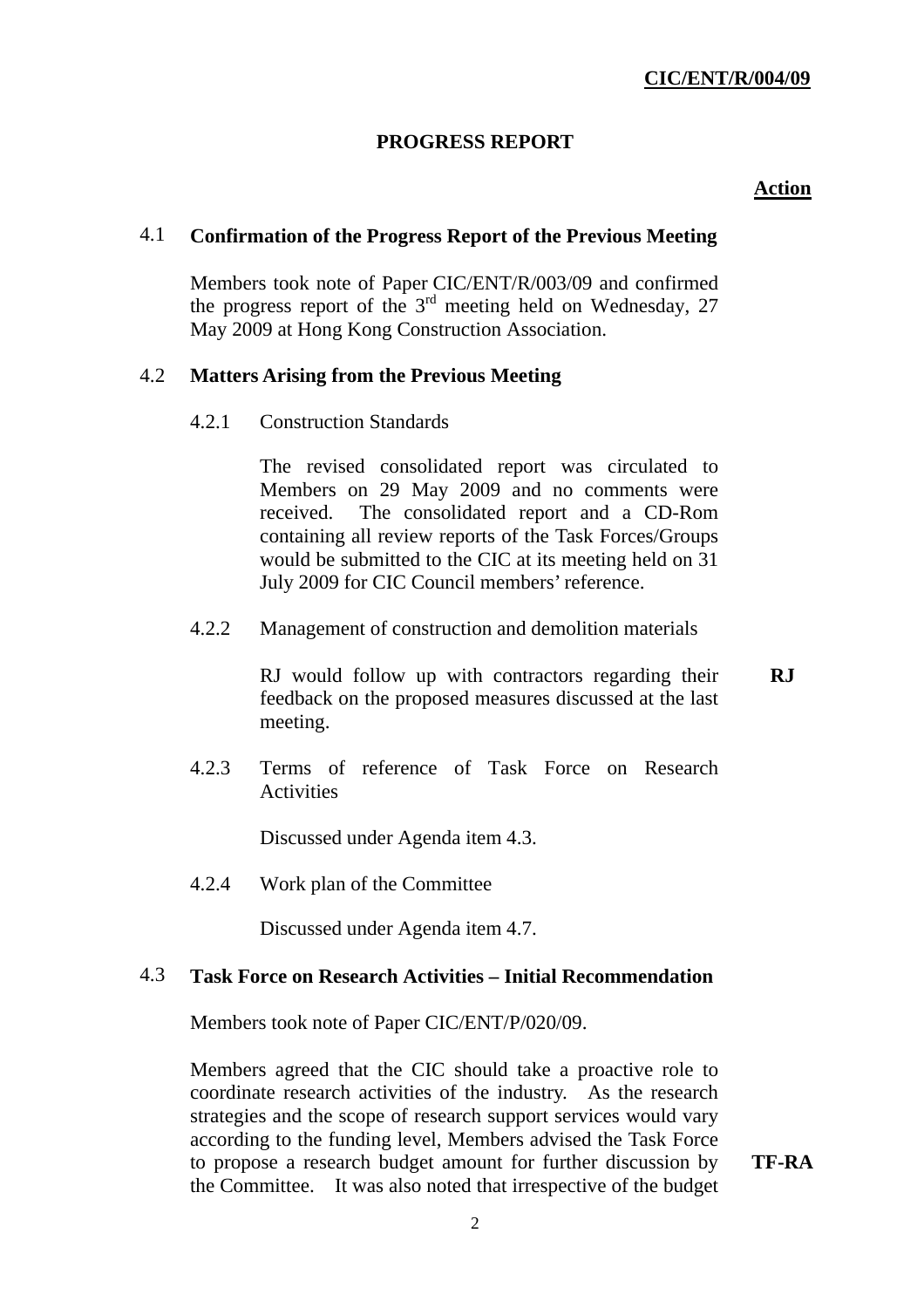**CIC/ENT/R/004/09**

**PROGRESS REPORT**

**Action**

## 4.1 Confirmation of the Progress Report of the Previous Meeting

Members took note of Paper CIC/ENT/R/003/09 and confirmed the progress report of the 3rd meeting held on Wednesday, 27 May 2009 at Hong Kong Construction Association.

## 4.2 Matters Arising from the Previous Meeting

4.2.1 Construction Standards

The revised consolidated report was circulated to Members on 29 May 2009 and no comments were received. The consolidated report and a CD-Rom containing all review reports of the Task Forces/Groups would be submitted to the CIC at its meeting held on 31 July 2009 for CIC Council members' reference.

4.2.2 Management of construction and demolition materials

RJ would follow up with contractors regarding their feedback on the proposed measures discussed at the last meeting. **RJ**

4.2.3 Terms of reference of Task Force on Research Activities

Discussed under Agenda item 4.3.

4.2.4 Work plan of the Committee

Discussed under Agenda item 4.7.

## 4.3 Task Force on Research Activities – Initial Recommendation

Members took note of Paper CIC/ENT/P/020/09.

Members agreed that the CIC should take a proactive role to coordinate research activities of the industry. As the research strategies and the scope of research support services would vary according to the funding level, Members advised the Task Force to propose a research budget amount for further discussion by the Committee. It was also noted that irrespective of the budget **TF-RA**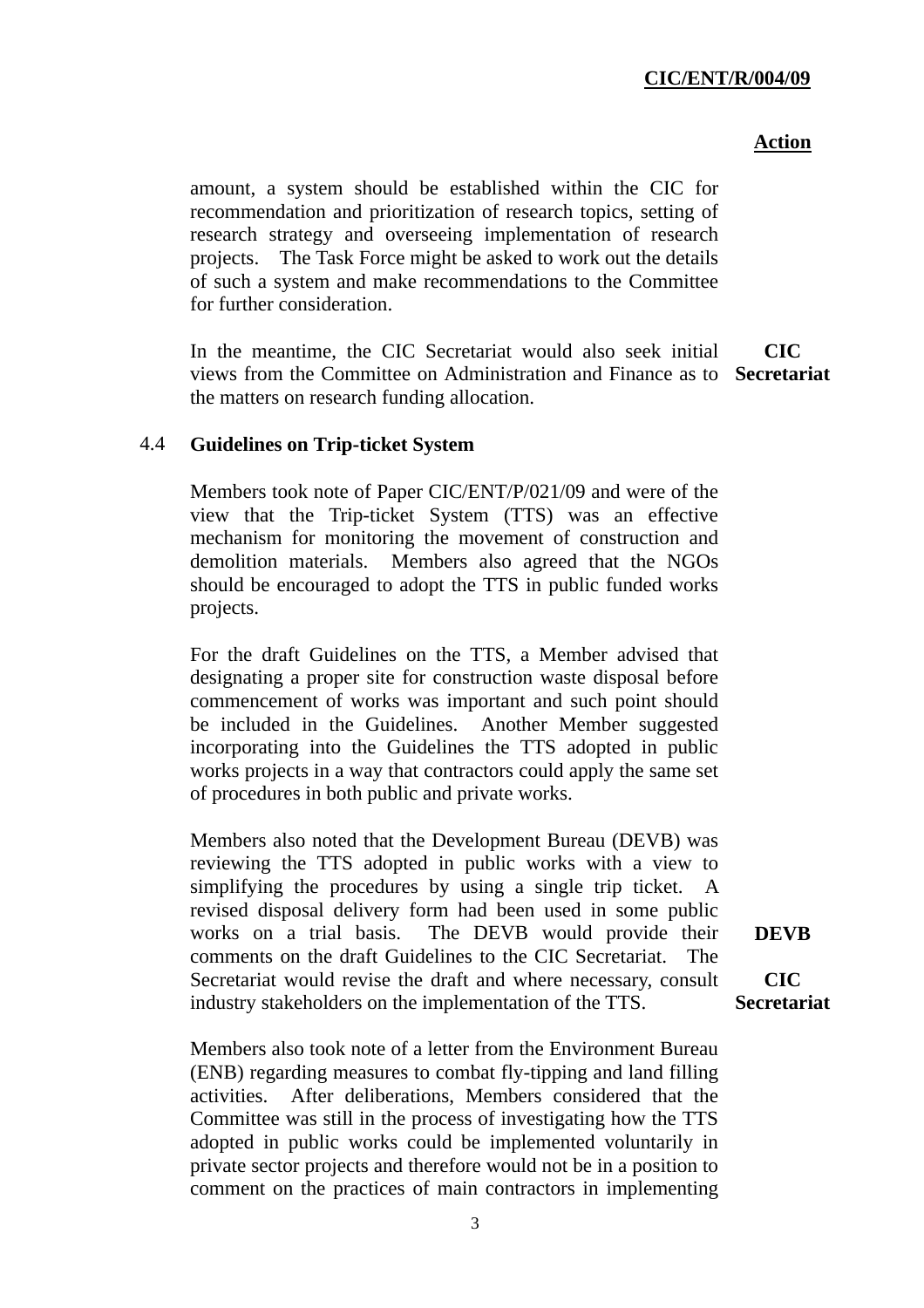**Action**

amount, a system should be established within the CIC for recommendation and prioritization of research topics, setting of research strategy and overseeing implementation of research projects. The Task Force might be asked to work out the details of such a system and make recommendations to the Committee for further consideration.

In the meantime, the CIC Secretariat would also seek initial views from the Committee on Administration and Finance as to the matters on research funding allocation. **CIC Secretariat**

4.4 **Guidelines on Trip-ticket System**

Members took note of Paper CIC/ENT/P/021/09 and were of the view that the Trip-ticket System (TTS) was an effective mechanism for monitoring the movement of construction and demolition materials. Members also agreed that the NGOs should be encouraged to adopt the TTS in public funded works projects.

For the draft Guidelines on the TTS, a Member advised that designating a proper site for construction waste disposal before commencement of works was important and such point should be included in the Guidelines. Another Member suggested incorporating into the Guidelines the TTS adopted in public works projects in a way that contractors could apply the same set of procedures in both public and private works.

Members also noted that the Development Bureau (DEVB) was reviewing the TTS adopted in public works with a view to simplifying the procedures by using a single trip ticket. A revised disposal delivery form had been used in some public works on a trial basis. The DEVB would provide their comments on the draft Guidelines to the CIC Secretariat. The Secretariat would revise the draft and where necessary, consult industry stakeholders on the implementation of the TTS. **DEVB** **CIC Secretariat**

Members also took note of a letter from the Environment Bureau (ENB) regarding measures to combat fly-tipping and land filling activities. After deliberations, Members considered that the Committee was still in the process of investigating how the TTS adopted in public works could be implemented voluntarily in private sector projects and therefore would not be in a position to comment on the practices of main contractors in implementing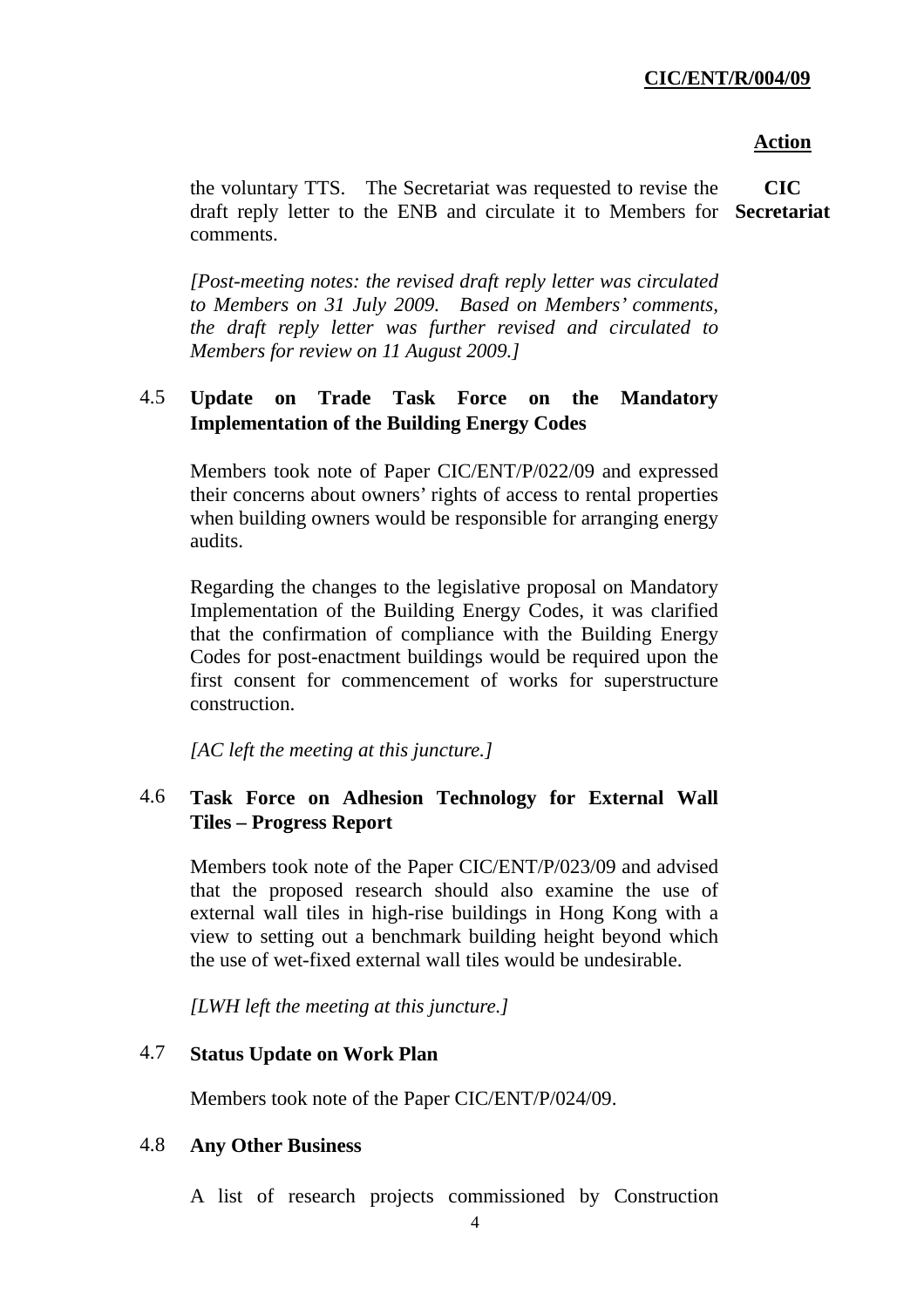**Action**

the voluntary TTS. The Secretariat was requested to revise the draft reply letter to the ENB and circulate it to Members for comments. **CIC Secretariat**

*[Post-meeting notes: the revised draft reply letter was circulated to Members on 31 July 2009. Based on Members' comments, the draft reply letter was further revised and circulated to Members for review on 11 August 2009.]*

### 4.5 Update on Trade Task Force on the Mandatory Implementation of the Building Energy Codes

Members took note of Paper CIC/ENT/P/022/09 and expressed their concerns about owners' rights of access to rental properties when building owners would be responsible for arranging energy audits.

Regarding the changes to the legislative proposal on Mandatory Implementation of the Building Energy Codes, it was clarified that the confirmation of compliance with the Building Energy Codes for post-enactment buildings would be required upon the first consent for commencement of works for superstructure construction.

*[AC left the meeting at this juncture.]*

### 4.6 Task Force on Adhesion Technology for External Wall Tiles – Progress Report

Members took note of the Paper CIC/ENT/P/023/09 and advised that the proposed research should also examine the use of external wall tiles in high-rise buildings in Hong Kong with a view to setting out a benchmark building height beyond which the use of wet-fixed external wall tiles would be undesirable.

*[LWH left the meeting at this juncture.]*

### 4.7 Status Update on Work Plan

Members took note of the Paper CIC/ENT/P/024/09.

### 4.8 Any Other Business

A list of research projects commissioned by Construction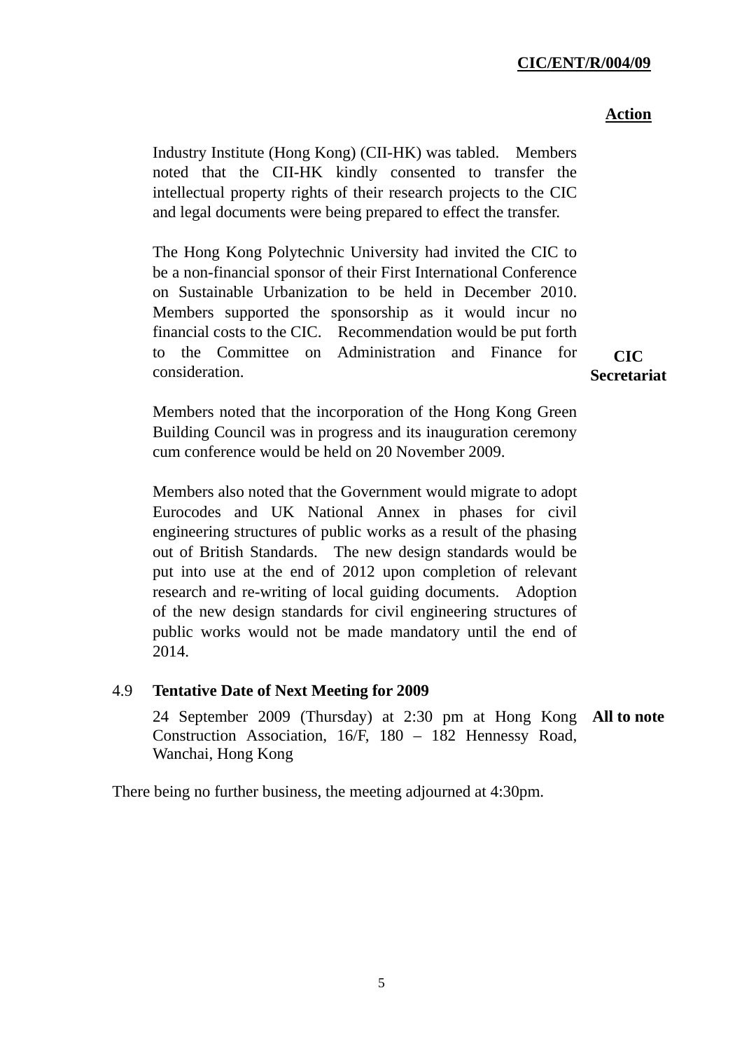**Action**

Industry Institute (Hong Kong) (CII-HK) was tabled. Members noted that the CII-HK kindly consented to transfer the intellectual property rights of their research projects to the CIC and legal documents were being prepared to effect the transfer.

The Hong Kong Polytechnic University had invited the CIC to be a non-financial sponsor of their First International Conference on Sustainable Urbanization to be held in December 2010. Members supported the sponsorship as it would incur no financial costs to the CIC. Recommendation would be put forth to the Committee on Administration and Finance for consideration. **CIC Secretariat**

Members noted that the incorporation of the Hong Kong Green Building Council was in progress and its inauguration ceremony cum conference would be held on 20 November 2009.

Members also noted that the Government would migrate to adopt Eurocodes and UK National Annex in phases for civil engineering structures of public works as a result of the phasing out of British Standards. The new design standards would be put into use at the end of 2012 upon completion of relevant research and re-writing of local guiding documents. Adoption of the new design standards for civil engineering structures of public works would not be made mandatory until the end of 2014.

4.9 **Tentative Date of Next Meeting for 2009**

24 September 2009 (Thursday) at 2:30 pm at Hong Kong Construction Association, 16/F, 180 – 182 Hennessy Road, Wanchai, Hong Kong **All to note**

There being no further business, the meeting adjourned at 4:30pm.